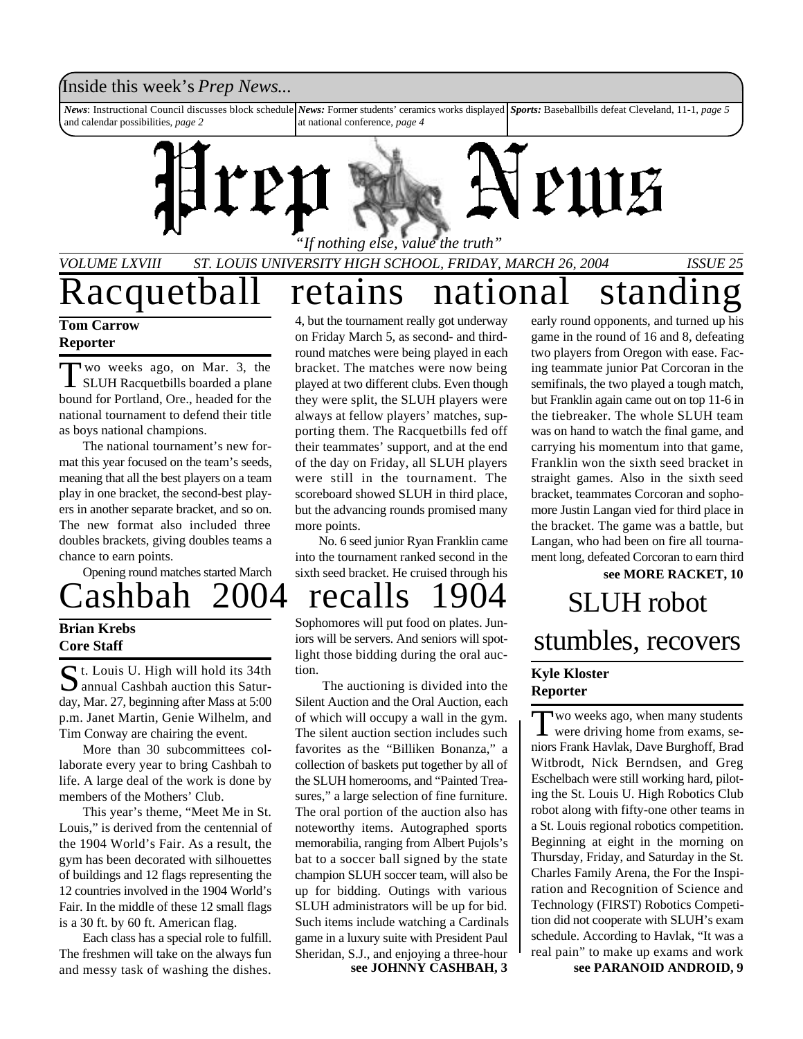Inside this week's *Prep News...*

***News***: Instructional Council discusses block schedule and calendar possibilities, *page 2*

***News:*** Former students' ceramics works displayed at national conference, *page 4*

***Sports:*** Baseballbills defeat Cleveland, 11-1, *page 5*

# Prep News

*"If nothing else, value the truth"*

*VOLUME LXVIII* *ST. LOUIS UNIVERSITY HIGH SCHOOL, FRIDAY, MARCH 26, 2004* *ISSUE 25*

# Racquetball retains national standing

**Tom Carrow**
**Reporter**

Two weeks ago, on Mar. 3, the SLUH Racquetbills boarded a plane bound for Portland, Ore., headed for the national tournament to defend their title as boys national champions.

The national tournament's new format this year focused on the team's seeds, meaning that all the best players on a team play in one bracket, the second-best players in another separate bracket, and so on. The new format also included three doubles brackets, giving doubles teams a chance to earn points.

Opening round matches started March 4, but the tournament really got underway on Friday March 5, as second- and third-round matches were being played in each bracket. The matches were now being played at two different clubs. Even though they were split, the SLUH players were always at fellow players' matches, supporting them. The Racquetbills fed off their teammates' support, and at the end of the day on Friday, all SLUH players were still in the tournament. The scoreboard showed SLUH in third place, but the advancing rounds promised many more points.

No. 6 seed junior Ryan Franklin came into the tournament ranked second in the sixth seed bracket. He cruised through his early round opponents, and turned up his game in the round of 16 and 8, defeating two players from Oregon with ease. Facing teammate junior Pat Corcoran in the semifinals, the two played a tough match, but Franklin again came out on top 11-6 in the tiebreaker. The whole SLUH team was on hand to watch the final game, and carrying his momentum into that game, Franklin won the sixth seed bracket in straight games. Also in the sixth seed bracket, teammates Corcoran and sophomore Justin Langan vied for third place in the bracket. The game was a battle, but Langan, who had been on fire all tournament long, defeated Corcoran to earn third

**see MORE RACKET, 10**

# Cashbah 2004 recalls 1904

**Brian Krebs**
**Core Staff**

St. Louis U. High will hold its 34th annual Cashbah auction this Saturday, Mar. 27, beginning after Mass at 5:00 p.m. Janet Martin, Genie Wilhelm, and Tim Conway are chairing the event.

More than 30 subcommittees collaborate every year to bring Cashbah to life. A large deal of the work is done by members of the Mothers' Club.

This year's theme, "Meet Me in St. Louis," is derived from the centennial of the 1904 World's Fair. As a result, the gym has been decorated with silhouettes of buildings and 12 flags representing the 12 countries involved in the 1904 World's Fair. In the middle of these 12 small flags is a 30 ft. by 60 ft. American flag.

Each class has a special role to fulfill. The freshmen will take on the always fun and messy task of washing the dishes. Sophomores will put food on plates. Juniors will be servers. And seniors will spotlight those bidding during the oral auction.

The auctioning is divided into the Silent Auction and the Oral Auction, each of which will occupy a wall in the gym. The silent auction section includes such favorites as the "Billiken Bonanza," a collection of baskets put together by all of the SLUH homerooms, and "Painted Treasures," a large selection of fine furniture. The oral portion of the auction also has noteworthy items. Autographed sports memorabilia, ranging from Albert Pujols's bat to a soccer ball signed by the state champion SLUH soccer team, will also be up for bidding. Outings with various SLUH administrators will be up for bid. Such items include watching a Cardinals game in a luxury suite with President Paul Sheridan, S.J., and enjoying a three-hour

**see JOHNNY CASHBAH, 3**

# SLUH robot stumbles, recovers

**Kyle Kloster**
**Reporter**

Two weeks ago, when many students were driving home from exams, seniors Frank Havlak, Dave Burghoff, Brad Witbrodt, Nick Berndsen, and Greg Eschelbach were still working hard, piloting the St. Louis U. High Robotics Club robot along with fifty-one other teams in a St. Louis regional robotics competition. Beginning at eight in the morning on Thursday, Friday, and Saturday in the St. Charles Family Arena, the For the Inspiration and Recognition of Science and Technology (FIRST) Robotics Competition did not cooperate with SLUH's exam schedule. According to Havlak, "It was a real pain" to make up exams and work

**see PARANOID ANDROID, 9**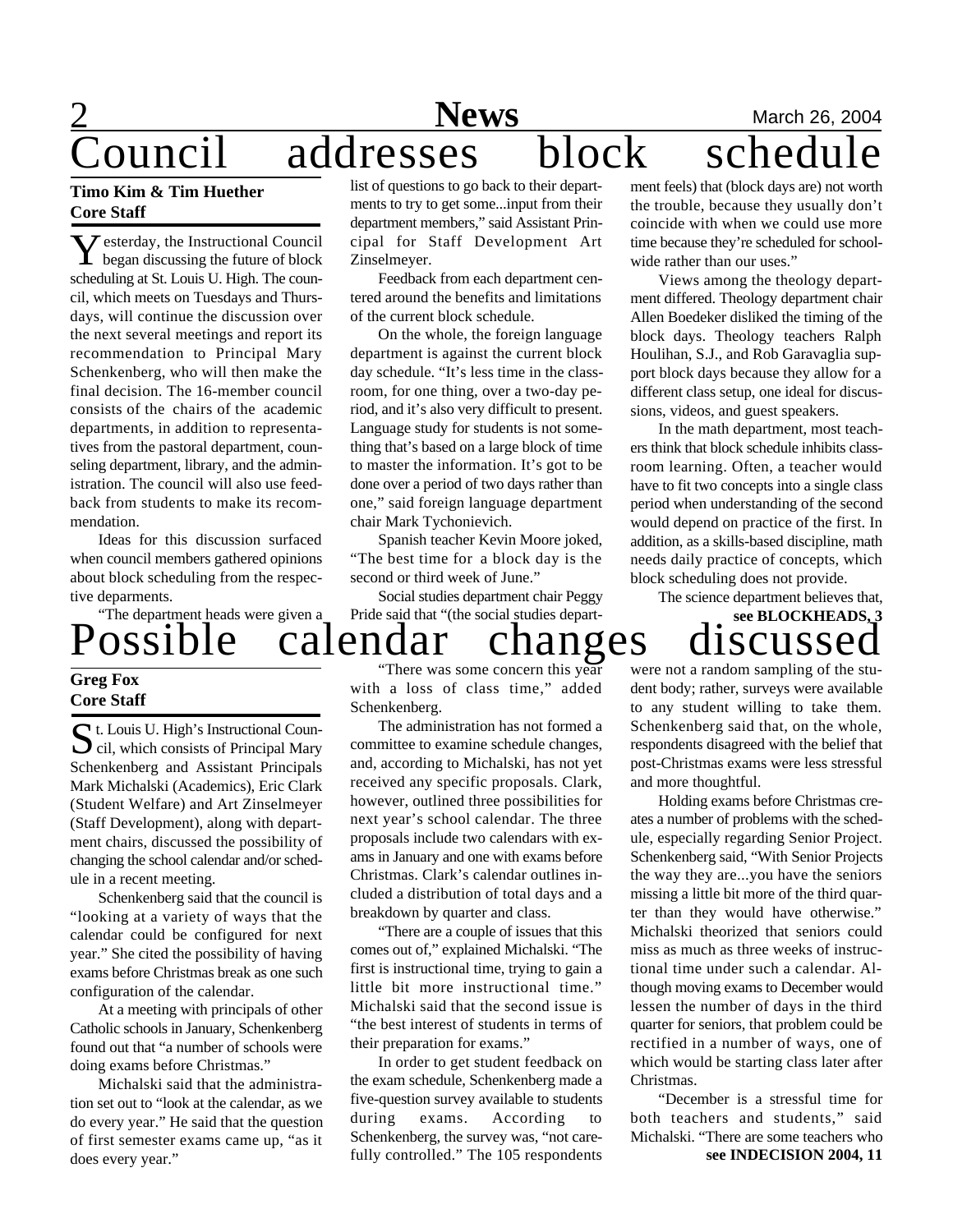# Council addresses block schedule

**Timo Kim & Tim Huether**
**Core Staff**

Yesterday, the Instructional Council began discussing the future of block scheduling at St. Louis U. High. The council, which meets on Tuesdays and Thursdays, will continue the discussion over the next several meetings and report its recommendation to Principal Mary Schenkenberg, who will then make the final decision. The 16-member council consists of the chairs of the academic departments, in addition to representatives from the pastoral department, counseling department, library, and the administration. The council will also use feedback from students to make its recommendation.

Ideas for this discussion surfaced when council members gathered opinions about block scheduling from the respective deparments.

"The department heads were given a list of questions to go back to their departments to try to get some...input from their department members," said Assistant Principal for Staff Development Art Zinselmeyer.

Feedback from each department centered around the benefits and limitations of the current block schedule.

On the whole, the foreign language department is against the current block day schedule. "It's less time in the classroom, for one thing, over a two-day period, and it's also very difficult to present. Language study for students is not something that's based on a large block of time to master the information. It's got to be done over a period of two days rather than one," said foreign language department chair Mark Tychonievich.

Spanish teacher Kevin Moore joked, "The best time for a block day is the second or third week of June."

Social studies department chair Peggy Pride said that "(the social studies department feels) that (block days are) not worth the trouble, because they usually don't coincide with when we could use more time because they're scheduled for schoolwide rather than our uses."

Views among the theology department differed. Theology department chair Allen Boedeker disliked the timing of the block days. Theology teachers Ralph Houlihan, S.J., and Rob Garavaglia support block days because they allow for a different class setup, one ideal for discussions, videos, and guest speakers.

In the math department, most teachers think that block schedule inhibits classroom learning. Often, a teacher would have to fit two concepts into a single class period when understanding of the second would depend on practice of the first. In addition, as a skills-based discipline, math needs daily practice of concepts, which block scheduling does not provide.

The science department believes that,

**see BLOCKHEADS, 3**

# Possible calendar changes discussed

**Greg Fox**
**Core Staff**

St. Louis U. High's Instructional Council, which consists of Principal Mary Schenkenberg and Assistant Principals Mark Michalski (Academics), Eric Clark (Student Welfare) and Art Zinselmeyer (Staff Development), along with department chairs, discussed the possibility of changing the school calendar and/or schedule in a recent meeting.

Schenkenberg said that the council is "looking at a variety of ways that the calendar could be configured for next year." She cited the possibility of having exams before Christmas break as one such configuration of the calendar.

At a meeting with principals of other Catholic schools in January, Schenkenberg found out that "a number of schools were doing exams before Christmas."

Michalski said that the administration set out to "look at the calendar, as we do every year." He said that the question of first semester exams came up, "as it does every year."

"There was some concern this year with a loss of class time," added Schenkenberg.

The administration has not formed a committee to examine schedule changes, and, according to Michalski, has not yet received any specific proposals. Clark, however, outlined three possibilities for next year's school calendar. The three proposals include two calendars with exams in January and one with exams before Christmas. Clark's calendar outlines included a distribution of total days and a breakdown by quarter and class.

"There are a couple of issues that this comes out of," explained Michalski. "The first is instructional time, trying to gain a little bit more instructional time." Michalski said that the second issue is "the best interest of students in terms of their preparation for exams."

In order to get student feedback on the exam schedule, Schenkenberg made a five-question survey available to students during exams. According to Schenkenberg, the survey was, "not carefully controlled." The 105 respondents were not a random sampling of the student body; rather, surveys were available to any student willing to take them. Schenkenberg said that, on the whole, respondents disagreed with the belief that post-Christmas exams were less stressful and more thoughtful.

Holding exams before Christmas creates a number of problems with the schedule, especially regarding Senior Project. Schenkenberg said, "With Senior Projects the way they are...you have the seniors missing a little bit more of the third quarter than they would have otherwise." Michalski theorized that seniors could miss as much as three weeks of instructional time under such a calendar. Although moving exams to December would lessen the number of days in the third quarter for seniors, that problem could be rectified in a number of ways, one of which would be starting class later after Christmas.

"December is a stressful time for both teachers and students," said Michalski. "There are some teachers who

**see INDECISION 2004, 11**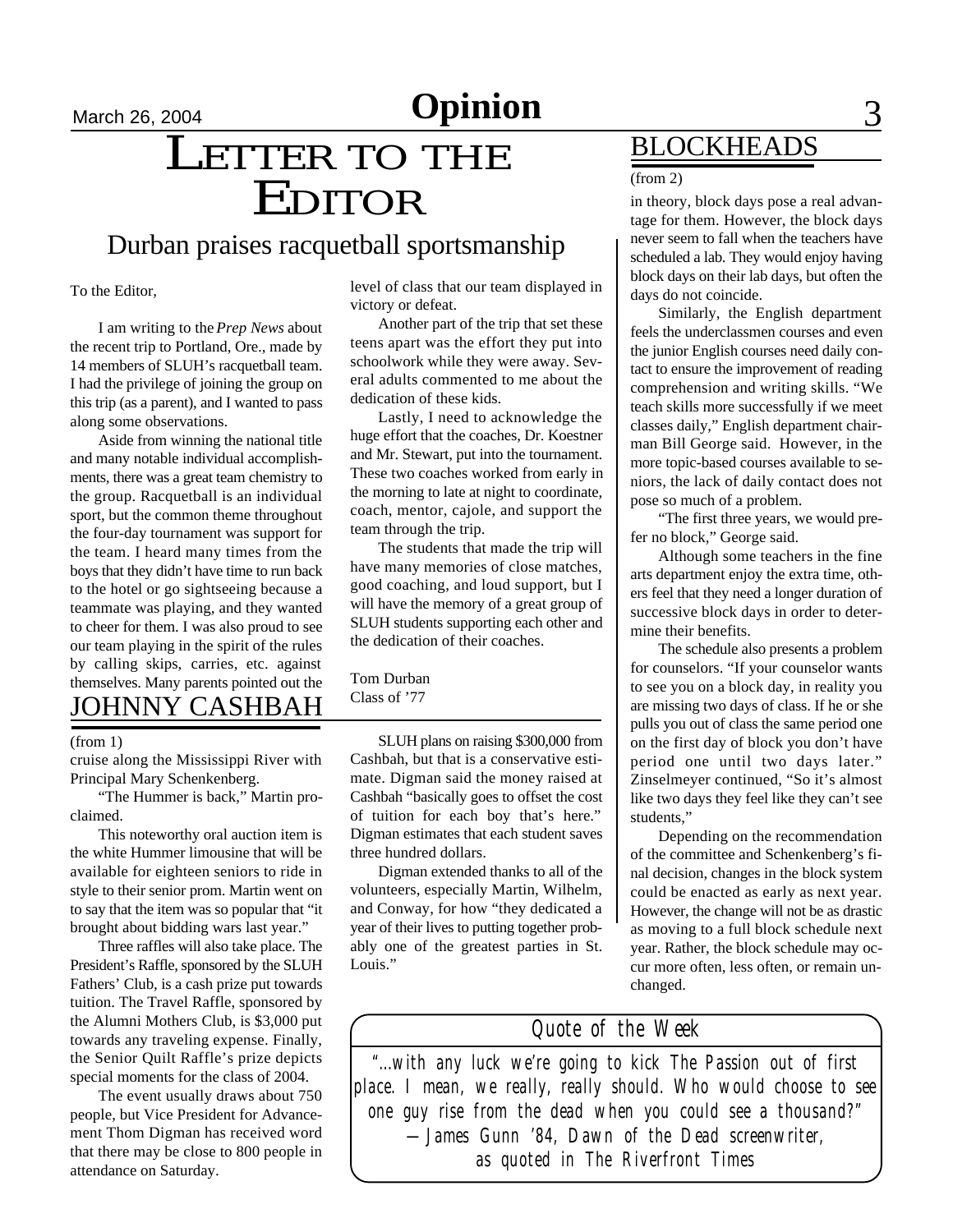# Letter to the Editor

## Durban praises racquetball sportsmanship

To the Editor,

I am writing to the *Prep News* about the recent trip to Portland, Ore., made by 14 members of SLUH's racquetball team. I had the privilege of joining the group on this trip (as a parent), and I wanted to pass along some observations.

Aside from winning the national title and many notable individual accomplishments, there was a great team chemistry to the group. Racquetball is an individual sport, but the common theme throughout the four-day tournament was support for the team. I heard many times from the boys that they didn't have time to run back to the hotel or go sightseeing because a teammate was playing, and they wanted to cheer for them. I was also proud to see our team playing in the spirit of the rules by calling skips, carries, etc. against themselves. Many parents pointed out the level of class that our team displayed in victory or defeat.

Another part of the trip that set these teens apart was the effort they put into schoolwork while they were away. Several adults commented to me about the dedication of these kids.

Lastly, I need to acknowledge the huge effort that the coaches, Dr. Koestner and Mr. Stewart, put into the tournament. These two coaches worked from early in the morning to late at night to coordinate, coach, mentor, cajole, and support the team through the trip.

The students that made the trip will have many memories of close matches, good coaching, and loud support, but I will have the memory of a great group of SLUH students supporting each other and the dedication of their coaches.

Tom Durban
Class of '77

## JOHNNY CASHBAH

(from 1)

cruise along the Mississippi River with Principal Mary Schenkenberg.

"The Hummer is back," Martin proclaimed.

This noteworthy oral auction item is the white Hummer limousine that will be available for eighteen seniors to ride in style to their senior prom. Martin went on to say that the item was so popular that "it brought about bidding wars last year."

Three raffles will also take place. The President's Raffle, sponsored by the SLUH Fathers' Club, is a cash prize put towards tuition. The Travel Raffle, sponsored by the Alumni Mothers Club, is $3,000 put towards any traveling expense. Finally, the Senior Quilt Raffle's prize depicts special moments for the class of 2004.

The event usually draws about 750 people, but Vice President for Advancement Thom Digman has received word that there may be close to 800 people in attendance on Saturday.

SLUH plans on raising $300,000 from Cashbah, but that is a conservative estimate. Digman said the money raised at Cashbah "basically goes to offset the cost of tuition for each boy that's here." Digman estimates that each student saves three hundred dollars.

Digman extended thanks to all of the volunteers, especially Martin, Wilhelm, and Conway, for how "they dedicated a year of their lives to putting together probably one of the greatest parties in St. Louis."

## BLOCKHEADS

(from 2)

in theory, block days pose a real advantage for them. However, the block days never seem to fall when the teachers have scheduled a lab. They would enjoy having block days on their lab days, but often the days do not coincide.

Similarly, the English department feels the underclassmen courses and even the junior English courses need daily contact to ensure the improvement of reading comprehension and writing skills. "We teach skills more successfully if we meet classes daily," English department chairman Bill George said. However, in the more topic-based courses available to seniors, the lack of daily contact does not pose so much of a problem.

"The first three years, we would prefer no block," George said.

Although some teachers in the fine arts department enjoy the extra time, others feel that they need a longer duration of successive block days in order to determine their benefits.

The schedule also presents a problem for counselors. "If your counselor wants to see you on a block day, in reality you are missing two days of class. If he or she pulls you out of class the same period one on the first day of block you don't have period one until two days later." Zinselmeyer continued, "So it's almost like two days they feel like they can't see students,"

Depending on the recommendation of the committee and Schenkenberg's final decision, changes in the block system could be enacted as early as next year. However, the change will not be as drastic as moving to a full block schedule next year. Rather, the block schedule may occur more often, less often, or remain unchanged.

### Quote of the Week

"...with any luck we're going to kick The Passion out of first place. I mean, we really, really should. Who would choose to see one guy rise from the dead when you could see a thousand?"

—James Gunn '84, Dawn of the Dead screenwriter, as quoted in The Riverfront Times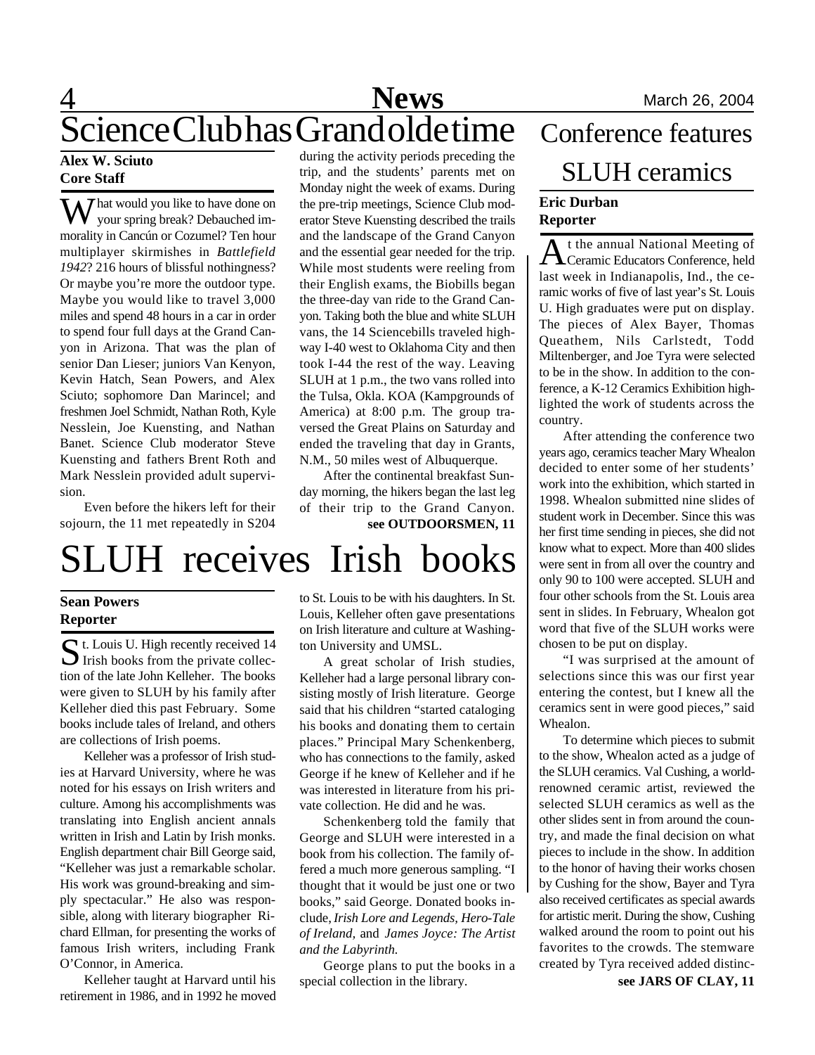# Science Club has Grand olde time

**Alex W. Sciuto**
**Core Staff**

What would you like to have done on your spring break? Debauched immorality in Cancún or Cozumel? Ten hour multiplayer skirmishes in *Battlefield 1942*? 216 hours of blissful nothingness? Or maybe you're more the outdoor type. Maybe you would like to travel 3,000 miles and spend 48 hours in a car in order to spend four full days at the Grand Canyon in Arizona. That was the plan of senior Dan Lieser; juniors Van Kenyon, Kevin Hatch, Sean Powers, and Alex Sciuto; sophomore Dan Marincel; and freshmen Joel Schmidt, Nathan Roth, Kyle Nesslein, Joe Kuensting, and Nathan Banet. Science Club moderator Steve Kuensting and fathers Brent Roth and Mark Nesslein provided adult supervision.

Even before the hikers left for their sojourn, the 11 met repeatedly in S204 during the activity periods preceding the trip, and the students' parents met on Monday night the week of exams. During the pre-trip meetings, Science Club moderator Steve Kuensting described the trails and the landscape of the Grand Canyon and the essential gear needed for the trip. While most students were reeling from their English exams, the Biobills began the three-day van ride to the Grand Canyon. Taking both the blue and white SLUH vans, the 14 Sciencebills traveled highway I-40 west to Oklahoma City and then took I-44 the rest of the way. Leaving SLUH at 1 p.m., the two vans rolled into the Tulsa, Okla. KOA (Kampgrounds of America) at 8:00 p.m. The group traversed the Great Plains on Saturday and ended the traveling that day in Grants, N.M., 50 miles west of Albuquerque.

After the continental breakfast Sunday morning, the hikers began the last leg of their trip to the Grand Canyon.

**see OUTDOORSMEN, 11**

# SLUH receives Irish books

**Sean Powers**
**Reporter**

St. Louis U. High recently received 14 Irish books from the private collection of the late John Kelleher. The books were given to SLUH by his family after Kelleher died this past February. Some books include tales of Ireland, and others are collections of Irish poems.

Kelleher was a professor of Irish studies at Harvard University, where he was noted for his essays on Irish writers and culture. Among his accomplishments was translating into English ancient annals written in Irish and Latin by Irish monks. English department chair Bill George said, "Kelleher was just a remarkable scholar. His work was ground-breaking and simply spectacular." He also was responsible, along with literary biographer Richard Ellman, for presenting the works of famous Irish writers, including Frank O'Connor, in America.

Kelleher taught at Harvard until his retirement in 1986, and in 1992 he moved to St. Louis to be with his daughters. In St. Louis, Kelleher often gave presentations on Irish literature and culture at Washington University and UMSL.

A great scholar of Irish studies, Kelleher had a large personal library consisting mostly of Irish literature. George said that his children "started cataloging his books and donating them to certain places." Principal Mary Schenkenberg, who has connections to the family, asked George if he knew of Kelleher and if he was interested in literature from his private collection. He did and he was.

Schenkenberg told the family that George and SLUH were interested in a book from his collection. The family offered a much more generous sampling. "I thought that it would be just one or two books," said George. Donated books include, *Irish Lore and Legends, Hero-Tale of Ireland,* and *James Joyce: The Artist and the Labyrinth.*

George plans to put the books in a special collection in the library.

# Conference features SLUH ceramics

**Eric Durban**
**Reporter**

At the annual National Meeting of Ceramic Educators Conference, held last week in Indianapolis, Ind., the ceramic works of five of last year's St. Louis U. High graduates were put on display. The pieces of Alex Bayer, Thomas Queathem, Nils Carlstedt, Todd Miltenberger, and Joe Tyra were selected to be in the show. In addition to the conference, a K-12 Ceramics Exhibition highlighted the work of students across the country.

After attending the conference two years ago, ceramics teacher Mary Whealon decided to enter some of her students' work into the exhibition, which started in 1998. Whealon submitted nine slides of student work in December. Since this was her first time sending in pieces, she did not know what to expect. More than 400 slides were sent in from all over the country and only 90 to 100 were accepted. SLUH and four other schools from the St. Louis area sent in slides. In February, Whealon got word that five of the SLUH works were chosen to be put on display.

"I was surprised at the amount of selections since this was our first year entering the contest, but I knew all the ceramics sent in were good pieces," said Whealon.

To determine which pieces to submit to the show, Whealon acted as a judge of the SLUH ceramics. Val Cushing, a world-renowned ceramic artist, reviewed the selected SLUH ceramics as well as the other slides sent in from around the country, and made the final decision on what pieces to include in the show. In addition to the honor of having their works chosen by Cushing for the show, Bayer and Tyra also received certificates as special awards for artistic merit. During the show, Cushing walked around the room to point out his favorites to the crowds. The stemware created by Tyra received added distinc-

**see JARS OF CLAY, 11**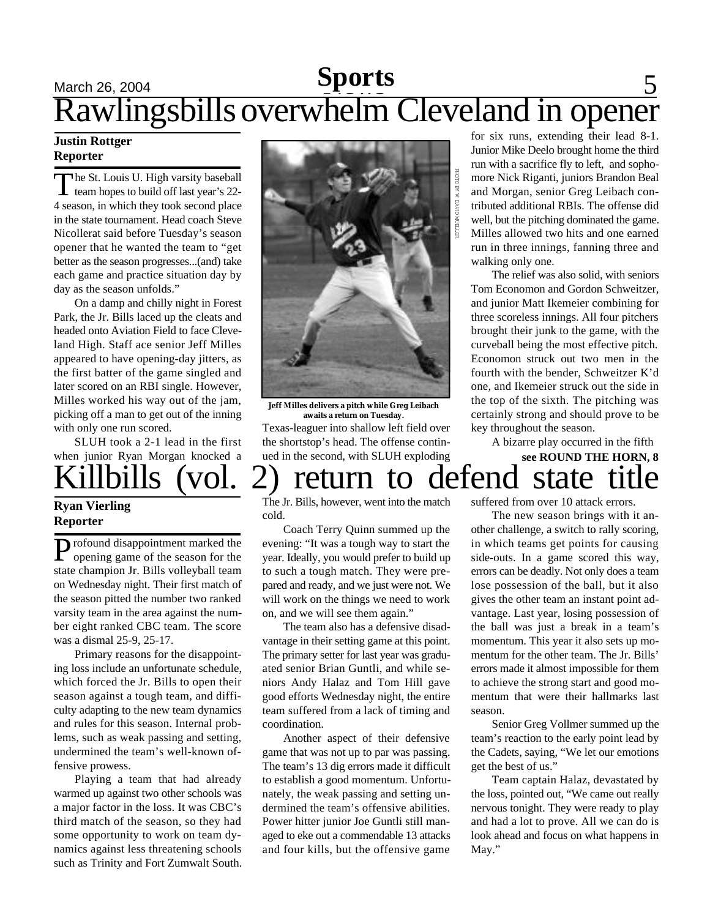# Rawlingsbills overwhelm Cleveland in opener

**Justin Rottger**
**Reporter**

The St. Louis U. High varsity baseball team hopes to build off last year's 22-4 season, in which they took second place in the state tournament. Head coach Steve Nicollerat said before Tuesday's season opener that he wanted the team to "get better as the season progresses...(and) take each game and practice situation day by day as the season unfolds."

On a damp and chilly night in Forest Park, the Jr. Bills laced up the cleats and headed onto Aviation Field to face Cleveland High. Staff ace senior Jeff Milles appeared to have opening-day jitters, as the first batter of the game singled and later scored on an RBI single. However, Milles worked his way out of the jam, picking off a man to get out of the inning with only one run scored.

SLUH took a 2-1 lead in the first when junior Ryan Morgan knocked a Texas-leaguer into shallow left field over the shortstop's head. The offense continued in the second, with SLUH exploding for six runs, extending their lead 8-1. Junior Mike Deelo brought home the third run with a sacrifice fly to left, and sophomore Nick Riganti, juniors Brandon Beal and Morgan, senior Greg Leibach contributed additional RBIs. The offense did well, but the pitching dominated the game. Milles allowed two hits and one earned run in three innings, fanning three and walking only one.

PHOTO BY W. DAVID MUELLER

**Jeff Milles delivers a pitch while Greg Leibach awaits a return on Tuesday.**

The relief was also solid, with seniors Tom Economon and Gordon Schweitzer, and junior Matt Ikemeier combining for three scoreless innings. All four pitchers brought their junk to the game, with the curveball being the most effective pitch. Economon struck out two men in the fourth with the bender, Schweitzer K'd one, and Ikemeier struck out the side in the top of the sixth. The pitching was certainly strong and should prove to be key throughout the season.

A bizarre play occurred in the fifth

**see ROUND THE HORN, 8**

# Killbills (vol. 2) return to defend state title

**Ryan Vierling**
**Reporter**

Profound disappointment marked the opening game of the season for the state champion Jr. Bills volleyball team on Wednesday night. Their first match of the season pitted the number two ranked varsity team in the area against the number eight ranked CBC team. The score was a dismal 25-9, 25-17.

Primary reasons for the disappointing loss include an unfortunate schedule, which forced the Jr. Bills to open their season against a tough team, and difficulty adapting to the new team dynamics and rules for this season. Internal problems, such as weak passing and setting, undermined the team's well-known offensive prowess.

Playing a team that had already warmed up against two other schools was a major factor in the loss. It was CBC's third match of the season, so they had some opportunity to work on team dynamics against less threatening schools such as Trinity and Fort Zumwalt South. The Jr. Bills, however, went into the match cold.

Coach Terry Quinn summed up the evening: "It was a tough way to start the year. Ideally, you would prefer to build up to such a tough match. They were prepared and ready, and we just were not. We will work on the things we need to work on, and we will see them again."

The team also has a defensive disadvantage in their setting game at this point. The primary setter for last year was graduated senior Brian Guntli, and while seniors Andy Halaz and Tom Hill gave good efforts Wednesday night, the entire team suffered from a lack of timing and coordination.

Another aspect of their defensive game that was not up to par was passing. The team's 13 dig errors made it difficult to establish a good momentum. Unfortunately, the weak passing and setting undermined the team's offensive abilities. Power hitter junior Joe Guntli still managed to eke out a commendable 13 attacks and four kills, but the offensive game suffered from over 10 attack errors.

The new season brings with it another challenge, a switch to rally scoring, in which teams get points for causing side-outs. In a game scored this way, errors can be deadly. Not only does a team lose possession of the ball, but it also gives the other team an instant point advantage. Last year, losing possession of the ball was just a break in a team's momentum. This year it also sets up momentum for the other team. The Jr. Bills' errors made it almost impossible for them to achieve the strong start and good momentum that were their hallmarks last season.

Senior Greg Vollmer summed up the team's reaction to the early point lead by the Cadets, saying, "We let our emotions get the best of us."

Team captain Halaz, devastated by the loss, pointed out, "We came out really nervous tonight. They were ready to play and had a lot to prove. All we can do is look ahead and focus on what happens in May."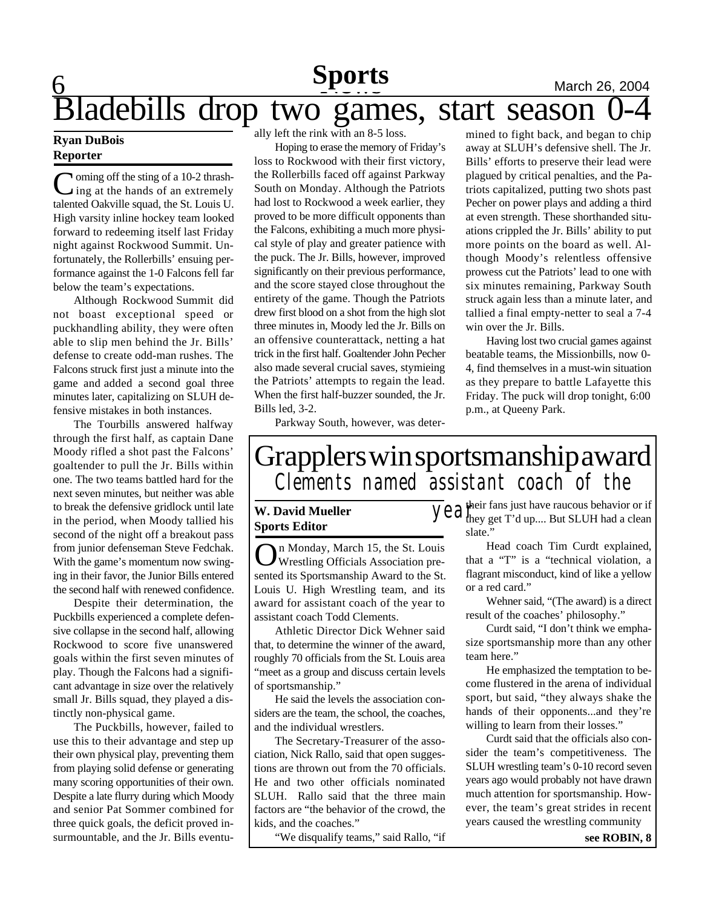# Bladebills drop two games, start season 0-4

**Ryan DuBois**
**Reporter**

Coming off the sting of a 10-2 thrashing at the hands of an extremely talented Oakville squad, the St. Louis U. High varsity inline hockey team looked forward to redeeming itself last Friday night against Rockwood Summit. Unfortunately, the Rollerbills' ensuing performance against the 1-0 Falcons fell far below the team's expectations.

Although Rockwood Summit did not boast exceptional speed or puckhandling ability, they were often able to slip men behind the Jr. Bills' defense to create odd-man rushes. The Falcons struck first just a minute into the game and added a second goal three minutes later, capitalizing on SLUH defensive mistakes in both instances.

The Tourbills answered halfway through the first half, as captain Dane Moody rifled a shot past the Falcons' goaltender to pull the Jr. Bills within one. The two teams battled hard for the next seven minutes, but neither was able to break the defensive gridlock until late in the period, when Moody tallied his second of the night off a breakout pass from junior defenseman Steve Fedchak. With the game's momentum now swinging in their favor, the Junior Bills entered the second half with renewed confidence.

Despite their determination, the Puckbills experienced a complete defensive collapse in the second half, allowing Rockwood to score five unanswered goals within the first seven minutes of play. Though the Falcons had a significant advantage in size over the relatively small Jr. Bills squad, they played a distinctly non-physical game.

The Puckbills, however, failed to use this to their advantage and step up their own physical play, preventing them from playing solid defense or generating many scoring opportunities of their own. Despite a late flurry during which Moody and senior Pat Sommer combined for three quick goals, the deficit proved insurmountable, and the Jr. Bills eventually left the rink with an 8-5 loss.

Hoping to erase the memory of Friday's loss to Rockwood with their first victory, the Rollerbills faced off against Parkway South on Monday. Although the Patriots had lost to Rockwood a week earlier, they proved to be more difficult opponents than the Falcons, exhibiting a much more physical style of play and greater patience with the puck. The Jr. Bills, however, improved significantly on their previous performance, and the score stayed close throughout the entirety of the game. Though the Patriots drew first blood on a shot from the high slot three minutes in, Moody led the Jr. Bills on an offensive counterattack, netting a hat trick in the first half. Goaltender John Pecher also made several crucial saves, stymieing the Patriots' attempts to regain the lead. When the first half-buzzer sounded, the Jr. Bills led, 3-2.

Parkway South, however, was determined to fight back, and began to chip away at SLUH's defensive shell. The Jr. Bills' efforts to preserve their lead were plagued by critical penalties, and the Patriots capitalized, putting two shots past Pecher on power plays and adding a third at even strength. These shorthanded situations crippled the Jr. Bills' ability to put more points on the board as well. Although Moody's relentless offensive prowess cut the Patriots' lead to one with six minutes remaining, Parkway South struck again less than a minute later, and tallied a final empty-netter to seal a 7-4 win over the Jr. Bills.

Having lost two crucial games against beatable teams, the Missionbills, now 0-4, find themselves in a must-win situation as they prepare to battle Lafayette this Friday. The puck will drop tonight, 6:00 p.m., at Queeny Park.

# Grapplers win sportsmanship award

## *Clements named assistant coach of the year*

**W. David Mueller**
**Sports Editor**

On Monday, March 15, the St. Louis Wrestling Officials Association presented its Sportsmanship Award to the St. Louis U. High Wrestling team, and its award for assistant coach of the year to assistant coach Todd Clements.

Athletic Director Dick Wehner said that, to determine the winner of the award, roughly 70 officials from the St. Louis area "meet as a group and discuss certain levels of sportsmanship."

He said the levels the association considers are the team, the school, the coaches, and the individual wrestlers.

The Secretary-Treasurer of the association, Nick Rallo, said that open suggestions are thrown out from the 70 officials. He and two other officials nominated SLUH. Rallo said that the three main factors are "the behavior of the crowd, the kids, and the coaches."

"We disqualify teams," said Rallo, "if their fans just have raucous behavior or if they get T'd up.... But SLUH had a clean slate."

Head coach Tim Curdt explained, that a "T" is a "technical violation, a flagrant misconduct, kind of like a yellow or a red card."

Wehner said, "(The award) is a direct result of the coaches' philosophy."

Curdt said, "I don't think we emphasize sportsmanship more than any other team here."

He emphasized the temptation to become flustered in the arena of individual sport, but said, "they always shake the hands of their opponents...and they're willing to learn from their losses."

Curdt said that the officials also consider the team's competitiveness. The SLUH wrestling team's 0-10 record seven years ago would probably not have drawn much attention for sportsmanship. However, the team's great strides in recent years caused the wrestling community

**see ROBIN, 8**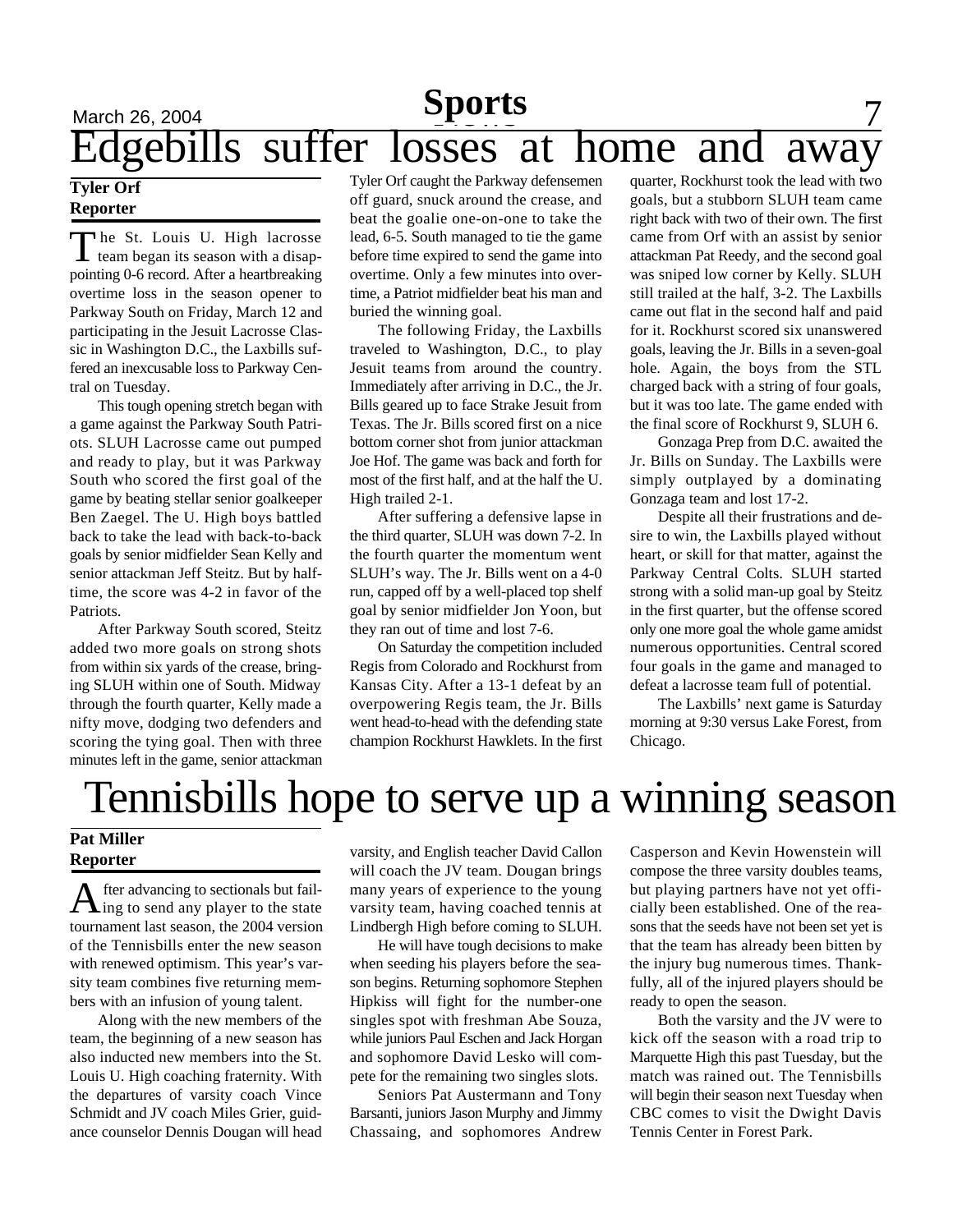# Edgebills suffer losses at home and away

**Tyler Orf**
**Reporter**

The St. Louis U. High lacrosse team began its season with a disappointing 0-6 record. After a heartbreaking overtime loss in the season opener to Parkway South on Friday, March 12 and participating in the Jesuit Lacrosse Classic in Washington D.C., the Laxbills suffered an inexcusable loss to Parkway Central on Tuesday.

This tough opening stretch began with a game against the Parkway South Patriots. SLUH Lacrosse came out pumped and ready to play, but it was Parkway South who scored the first goal of the game by beating stellar senior goalkeeper Ben Zaegel. The U. High boys battled back to take the lead with back-to-back goals by senior midfielder Sean Kelly and senior attackman Jeff Steitz. But by halftime, the score was 4-2 in favor of the Patriots.

After Parkway South scored, Steitz added two more goals on strong shots from within six yards of the crease, bringing SLUH within one of South. Midway through the fourth quarter, Kelly made a nifty move, dodging two defenders and scoring the tying goal. Then with three minutes left in the game, senior attackman Tyler Orf caught the Parkway defensemen off guard, snuck around the crease, and beat the goalie one-on-one to take the lead, 6-5. South managed to tie the game before time expired to send the game into overtime. Only a few minutes into overtime, a Patriot midfielder beat his man and buried the winning goal.

The following Friday, the Laxbills traveled to Washington, D.C., to play Jesuit teams from around the country. Immediately after arriving in D.C., the Jr. Bills geared up to face Strake Jesuit from Texas. The Jr. Bills scored first on a nice bottom corner shot from junior attackman Joe Hof. The game was back and forth for most of the first half, and at the half the U. High trailed 2-1.

After suffering a defensive lapse in the third quarter, SLUH was down 7-2. In the fourth quarter the momentum went SLUH's way. The Jr. Bills went on a 4-0 run, capped off by a well-placed top shelf goal by senior midfielder Jon Yoon, but they ran out of time and lost 7-6.

On Saturday the competition included Regis from Colorado and Rockhurst from Kansas City. After a 13-1 defeat by an overpowering Regis team, the Jr. Bills went head-to-head with the defending state champion Rockhurst Hawklets. In the first quarter, Rockhurst took the lead with two goals, but a stubborn SLUH team came right back with two of their own. The first came from Orf with an assist by senior attackman Pat Reedy, and the second goal was sniped low corner by Kelly. SLUH still trailed at the half, 3-2. The Laxbills came out flat in the second half and paid for it. Rockhurst scored six unanswered goals, leaving the Jr. Bills in a seven-goal hole. Again, the boys from the STL charged back with a string of four goals, but it was too late. The game ended with the final score of Rockhurst 9, SLUH 6.

Gonzaga Prep from D.C. awaited the Jr. Bills on Sunday. The Laxbills were simply outplayed by a dominating Gonzaga team and lost 17-2.

Despite all their frustrations and desire to win, the Laxbills played without heart, or skill for that matter, against the Parkway Central Colts. SLUH started strong with a solid man-up goal by Steitz in the first quarter, but the offense scored only one more goal the whole game amidst numerous opportunities. Central scored four goals in the game and managed to defeat a lacrosse team full of potential.

The Laxbills' next game is Saturday morning at 9:30 versus Lake Forest, from Chicago.

# Tennisbills hope to serve up a winning season

**Pat Miller**
**Reporter**

After advancing to sectionals but failing to send any player to the state tournament last season, the 2004 version of the Tennisbills enter the new season with renewed optimism. This year's varsity team combines five returning members with an infusion of young talent.

Along with the new members of the team, the beginning of a new season has also inducted new members into the St. Louis U. High coaching fraternity. With the departures of varsity coach Vince Schmidt and JV coach Miles Grier, guidance counselor Dennis Dougan will head varsity, and English teacher David Callon will coach the JV team. Dougan brings many years of experience to the young varsity team, having coached tennis at Lindbergh High before coming to SLUH.

He will have tough decisions to make when seeding his players before the season begins. Returning sophomore Stephen Hipkiss will fight for the number-one singles spot with freshman Abe Souza, while juniors Paul Eschen and Jack Horgan and sophomore David Lesko will compete for the remaining two singles slots.

Seniors Pat Austermann and Tony Barsanti, juniors Jason Murphy and Jimmy Chassaing, and sophomores Andrew Casperson and Kevin Howenstein will compose the three varsity doubles teams, but playing partners have not yet officially been established. One of the reasons that the seeds have not been set yet is that the team has already been bitten by the injury bug numerous times. Thankfully, all of the injured players should be ready to open the season.

Both the varsity and the JV were to kick off the season with a road trip to Marquette High this past Tuesday, but the match was rained out. The Tennisbills will begin their season next Tuesday when CBC comes to visit the Dwight Davis Tennis Center in Forest Park.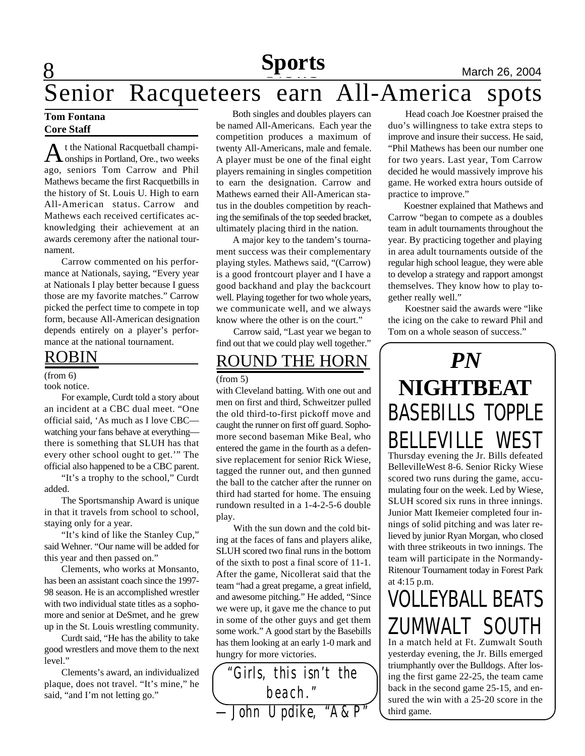# Senior Racqueteers earn All-America spots

**Tom Fontana**
**Core Staff**

At the National Racquetball Championships in Portland, Ore., two weeks ago, seniors Tom Carrow and Phil Mathews became the first Racquetbills in the history of St. Louis U. High to earn All-American status. Carrow and Mathews each received certificates acknowledging their achievement at an awards ceremony after the national tournament.

Carrow commented on his performance at Nationals, saying, "Every year at Nationals I play better because I guess those are my favorite matches." Carrow picked the perfect time to compete in top form, because All-American designation depends entirely on a player's performance at the national tournament.

Both singles and doubles players can be named All-Americans. Each year the competition produces a maximum of twenty All-Americans, male and female. A player must be one of the final eight players remaining in singles competition to earn the designation. Carrow and Mathews earned their All-American status in the doubles competition by reaching the semifinals of the top seeded bracket, ultimately placing third in the nation.

A major key to the tandem's tournament success was their complementary playing styles. Mathews said, "(Carrow) is a good frontcourt player and I have a good backhand and play the backcourt well. Playing together for two whole years, we communicate well, and we always know where the other is on the court."

Carrow said, "Last year we began to find out that we could play well together."

Head coach Joe Koestner praised the duo's willingness to take extra steps to improve and insure their success. He said, "Phil Mathews has been our number one for two years. Last year, Tom Carrow decided he would massively improve his game. He worked extra hours outside of practice to improve."

Koestner explained that Mathews and Carrow "began to compete as a doubles team in adult tournaments throughout the year. By practicing together and playing in area adult tournaments outside of the regular high school league, they were able to develop a strategy and rapport amongst themselves. They know how to play together really well."

Koestner said the awards were "like the icing on the cake to reward Phil and Tom on a whole season of success."

## ROBIN

(from 6)

took notice.

For example, Curdt told a story about an incident at a CBC dual meet. "One official said, 'As much as I love CBC—watching your fans behave at everything—there is something that SLUH has that every other school ought to get.'" The official also happened to be a CBC parent.

"It's a trophy to the school," Curdt added.

The Sportsmanship Award is unique in that it travels from school to school, staying only for a year.

"It's kind of like the Stanley Cup," said Wehner. "Our name will be added for this year and then passed on."

Clements, who works at Monsanto, has been an assistant coach since the 1997-98 season. He is an accomplished wrestler with two individual state titles as a sophomore and senior at DeSmet, and he grew up in the St. Louis wrestling community.

Curdt said, "He has the ability to take good wrestlers and move them to the next level."

Clements's award, an individualized plaque, does not travel. "It's mine," he said, "and I'm not letting go."

## ROUND THE HORN

(from 5)

with Cleveland batting. With one out and men on first and third, Schweitzer pulled the old third-to-first pickoff move and caught the runner on first off guard. Sophomore second baseman Mike Beal, who entered the game in the fourth as a defensive replacement for senior Rick Wiese, tagged the runner out, and then gunned the ball to the catcher after the runner on third had started for home. The ensuing rundown resulted in a 1-4-2-5-6 double play.

With the sun down and the cold biting at the faces of fans and players alike, SLUH scored two final runs in the bottom of the sixth to post a final score of 11-1. After the game, Nicollerat said that the team "had a great pregame, a great infield, and awesome pitching." He added, "Since we were up, it gave me the chance to put in some of the other guys and get them some work." A good start by the Basebills has them looking at an early 1-0 mark and hungry for more victories.

"Girls, this isn't the beach."
—John Updike, "A&P"

## *PN* NIGHTBEAT

### BASEBILLS TOPPLE BELLEVILLE WEST

Thursday evening the Jr. Bills defeated BellevilleWest 8-6. Senior Ricky Wiese scored two runs during the game, accumulating four on the week. Led by Wiese, SLUH scored six runs in three innings. Junior Matt Ikemeier completed four innings of solid pitching and was later relieved by junior Ryan Morgan, who closed with three strikeouts in two innings. The team will participate in the Normandy-Ritenour Tournament today in Forest Park at 4:15 p.m.

### VOLLEYBALL BEATS ZUMWALT SOUTH

In a match held at Ft. Zumwalt South yesterday evening, the Jr. Bills emerged triumphantly over the Bulldogs. After losing the first game 22-25, the team came back in the second game 25-15, and ensured the win with a 25-20 score in the third game.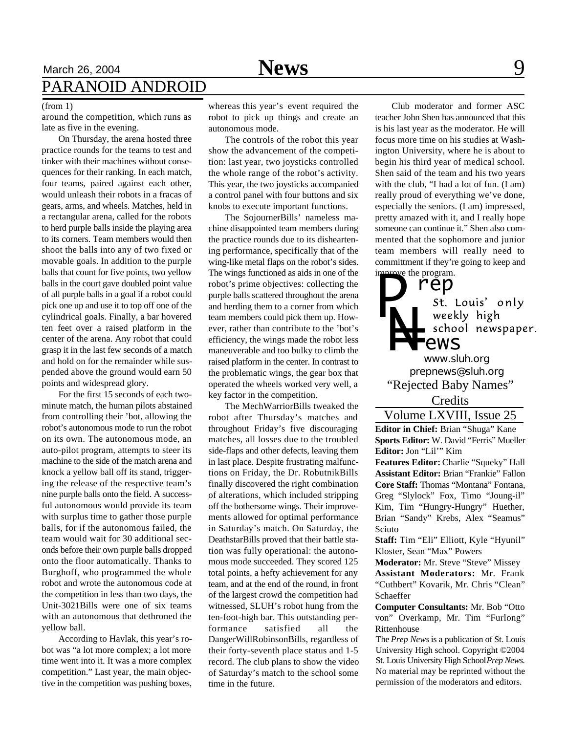# PARANOID ANDROID

(from 1)

around the competition, which runs as late as five in the evening.

On Thursday, the arena hosted three practice rounds for the teams to test and tinker with their machines without consequences for their ranking. In each match, four teams, paired against each other, would unleash their robots in a fracas of gears, arms, and wheels. Matches, held in a rectangular arena, called for the robots to herd purple balls inside the playing area to its corners. Team members would then shoot the balls into any of two fixed or movable goals. In addition to the purple balls that count for five points, two yellow balls in the court gave doubled point value of all purple balls in a goal if a robot could pick one up and use it to top off one of the cylindrical goals. Finally, a bar hovered ten feet over a raised platform in the center of the arena. Any robot that could grasp it in the last few seconds of a match and hold on for the remainder while suspended above the ground would earn 50 points and widespread glory.

For the first 15 seconds of each two-minute match, the human pilots abstained from controlling their 'bot, allowing the robot's autonomous mode to run the robot on its own. The autonomous mode, an auto-pilot program, attempts to steer its machine to the side of the match arena and knock a yellow ball off its stand, triggering the release of the respective team's nine purple balls onto the field. A successful autonomous would provide its team with surplus time to gather those purple balls, for if the autonomous failed, the team would wait for 30 additional seconds before their own purple balls dropped onto the floor automatically. Thanks to Burghoff, who programmed the whole robot and wrote the autonomous code at the competition in less than two days, the Unit-3021Bills were one of six teams with an autonomous that dethroned the yellow ball.

According to Havlak, this year's robot was "a lot more complex; a lot more time went into it. It was a more complex competition." Last year, the main objective in the competition was pushing boxes, whereas this year's event required the robot to pick up things and create an autonomous mode.

The controls of the robot this year show the advancement of the competition: last year, two joysticks controlled the whole range of the robot's activity. This year, the two joysticks accompanied a control panel with four buttons and six knobs to execute important functions.

The SojournerBills' nameless machine disappointed team members during the practice rounds due to its disheartening performance, specifically that of the wing-like metal flaps on the robot's sides. The wings functioned as aids in one of the robot's prime objectives: collecting the purple balls scattered throughout the arena and herding them to a corner from which team members could pick them up. However, rather than contribute to the 'bot's efficiency, the wings made the robot less maneuverable and too bulky to climb the raised platform in the center. In contrast to the problematic wings, the gear box that operated the wheels worked very well, a key factor in the competition.

The MechWarriorBills tweaked the robot after Thursday's matches and throughout Friday's five discouraging matches, all losses due to the troubled side-flaps and other defects, leaving them in last place. Despite frustrating malfunctions on Friday, the Dr. RobutnikBills finally discovered the right combination of alterations, which included stripping off the bothersome wings. Their improvements allowed for optimal performance in Saturday's match. On Saturday, the DeathstarBills proved that their battle station was fully operational: the autonomous mode succeeded. They scored 125 total points, a hefty achievement for any team, and at the end of the round, in front of the largest crowd the competition had witnessed, SLUH's robot hung from the ten-foot-high bar. This outstanding performance satisfied all the DangerWillRobinsonBills, regardless of their forty-seventh place status and 1-5 record. The club plans to show the video of Saturday's match to the school some time in the future.

Club moderator and former ASC teacher John Shen has announced that this is his last year as the moderator. He will focus more time on his studies at Washington University, where he is about to begin his third year of medical school. Shen said of the team and his two years with the club, "I had a lot of fun. (I am) really proud of everything we've done, especially the seniors. (I am) impressed, pretty amazed with it, and I really hope someone can continue it." Shen also commented that the sophomore and junior team members will really need to committment if they're going to keep and improve the program.

**Prep News**
St. Louis' only weekly high school newspaper.
www.sluh.org
prepnews@sluh.org

"Rejected Baby Names"
Credits

Volume LXVIII, Issue 25

**Editor in Chief:** Brian "Shuga" Kane
**Sports Editor:** W. David "Ferris" Mueller
**Editor:** Jon "Lil'" Kim
**Features Editor:** Charlie "Squeky" Hall
**Assistant Editor:** Brian "Frankie" Fallon
**Core Staff:** Thomas "Montana" Fontana, Greg "Slylock" Fox, Timo "Joung-il" Kim, Tim "Hungry-Hungry" Huether, Brian "Sandy" Krebs, Alex "Seamus" Sciuto
**Staff:** Tim "Eli" Elliott, Kyle "Hyunil" Kloster, Sean "Max" Powers
**Moderator:** Mr. Steve "Steve" Missey
**Assistant Moderators:** Mr. Frank "Cuthbert" Kovarik, Mr. Chris "Clean" Schaeffer
**Computer Consultants:** Mr. Bob "Otto von" Overkamp, Mr. Tim "Furlong" Rittenhouse

The *Prep News* is a publication of St. Louis University High school. Copyright ©2004 St. Louis University High School *Prep News.* No material may be reprinted without the permission of the moderators and editors.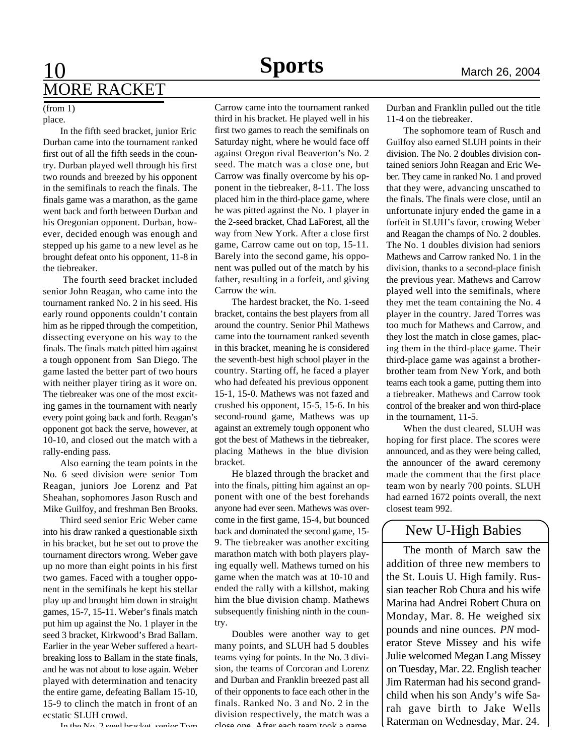## MORE RACKET

(from 1)

place.

In the fifth seed bracket, junior Eric Durban came into the tournament ranked first out of all the fifth seeds in the country. Durban played well through his first two rounds and breezed by his opponent in the semifinals to reach the finals. The finals game was a marathon, as the game went back and forth between Durban and his Oregonian opponent. Durban, however, decided enough was enough and stepped up his game to a new level as he brought defeat onto his opponent, 11-8 in the tiebreaker.

The fourth seed bracket included senior John Reagan, who came into the tournament ranked No. 2 in his seed. His early round opponents couldn't contain him as he ripped through the competition, dissecting everyone on his way to the finals. The finals match pitted him against a tough opponent from San Diego. The game lasted the better part of two hours with neither player tiring as it wore on. The tiebreaker was one of the most exciting games in the tournament with nearly every point going back and forth. Reagan's opponent got back the serve, however, at 10-10, and closed out the match with a rally-ending pass.

Also earning the team points in the No. 6 seed division were senior Tom Reagan, juniors Joe Lorenz and Pat Sheahan, sophomores Jason Rusch and Mike Guilfoy, and freshman Ben Brooks.

Third seed senior Eric Weber came into his draw ranked a questionable sixth in his bracket, but he set out to prove the tournament directors wrong. Weber gave up no more than eight points in his first two games. Faced with a tougher opponent in the semifinals he kept his stellar play up and brought him down in straight games, 15-7, 15-11. Weber's finals match put him up against the No. 1 player in the seed 3 bracket, Kirkwood's Brad Ballam. Earlier in the year Weber suffered a heartbreaking loss to Ballam in the state finals, and he was not about to lose again. Weber played with determination and tenacity the entire game, defeating Ballam 15-10, 15-9 to clinch the match in front of an ecstatic SLUH crowd.

In the No. 2 seed bracket, senior Tom Carrow came into the tournament ranked third in his bracket. He played well in his first two games to reach the semifinals on Saturday night, where he would face off against Oregon rival Beaverton's No. 2 seed. The match was a close one, but Carrow was finally overcome by his opponent in the tiebreaker, 8-11. The loss placed him in the third-place game, where he was pitted against the No. 1 player in the 2-seed bracket, Chad LaForest, all the way from New York. After a close first game, Carrow came out on top, 15-11. Barely into the second game, his opponent was pulled out of the match by his father, resulting in a forfeit, and giving Carrow the win.

The hardest bracket, the No. 1-seed bracket, contains the best players from all around the country. Senior Phil Mathews came into the tournament ranked seventh in this bracket, meaning he is considered the seventh-best high school player in the country. Starting off, he faced a player who had defeated his previous opponent 15-1, 15-0. Mathews was not fazed and crushed his opponent, 15-5, 15-6. In his second-round game, Mathews was up against an extremely tough opponent who got the best of Mathews in the tiebreaker, placing Mathews in the blue division bracket.

He blazed through the bracket and into the finals, pitting him against an opponent with one of the best forehands anyone had ever seen. Mathews was overcome in the first game, 15-4, but bounced back and dominated the second game, 15-9. The tiebreaker was another exciting marathon match with both players playing equally well. Mathews turned on his game when the match was at 10-10 and ended the rally with a killshot, making him the blue division champ. Mathews subsequently finishing ninth in the country.

Doubles were another way to get many points, and SLUH had 5 doubles teams vying for points. In the No. 3 division, the teams of Corcoran and Lorenz and Durban and Franklin breezed past all of their opponents to face each other in the finals. Ranked No. 3 and No. 2 in the division respectively, the match was a close one. After each team took a game, Durban and Franklin pulled out the title 11-4 on the tiebreaker.

The sophomore team of Rusch and Guilfoy also earned SLUH points in their division. The No. 2 doubles division contained seniors John Reagan and Eric Weber. They came in ranked No. 1 and proved that they were, advancing unscathed to the finals. The finals were close, until an unfortunate injury ended the game in a forfeit in SLUH's favor, crowing Weber and Reagan the champs of No. 2 doubles. The No. 1 doubles division had seniors Mathews and Carrow ranked No. 1 in the division, thanks to a second-place finish the previous year. Mathews and Carrow played well into the semifinals, where they met the team containing the No. 4 player in the country. Jared Torres was too much for Mathews and Carrow, and they lost the match in close games, placing them in the third-place game. Their third-place game was against a brother-brother team from New York, and both teams each took a game, putting them into a tiebreaker. Mathews and Carrow took control of the breaker and won third-place in the tournament, 11-5.

When the dust cleared, SLUH was hoping for first place. The scores were announced, and as they were being called, the announcer of the award ceremony made the comment that the first place team won by nearly 700 points. SLUH had earned 1672 points overall, the next closest team 992.

## New U-High Babies

The month of March saw the addition of three new members to the St. Louis U. High family. Russian teacher Rob Chura and his wife Marina had Andrei Robert Chura on Monday, Mar. 8. He weighed six pounds and nine ounces. *PN* moderator Steve Missey and his wife Julie welcomed Megan Lang Missey on Tuesday, Mar. 22. English teacher Jim Raterman had his second grandchild when his son Andy's wife Sarah gave birth to Jake Wells Raterman on Wednesday, Mar. 24.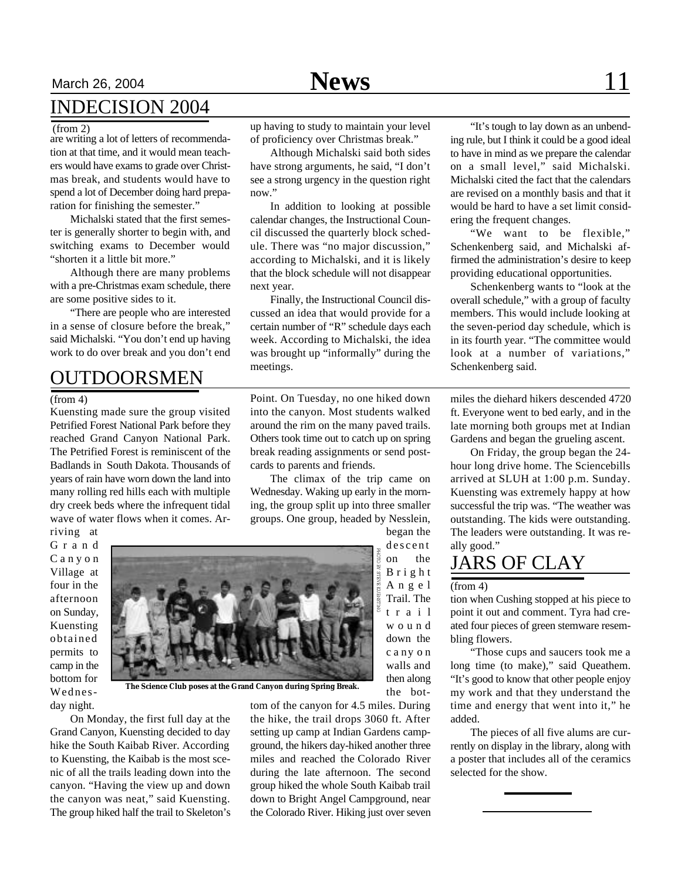## INDECISION 2004

(from 2)

are writing a lot of letters of recommendation at that time, and it would mean teachers would have exams to grade over Christmas break, and students would have to spend a lot of December doing hard preparation for finishing the semester."

Michalski stated that the first semester is generally shorter to begin with, and switching exams to December would "shorten it a little bit more."

Although there are many problems with a pre-Christmas exam schedule, there are some positive sides to it.

"There are people who are interested in a sense of closure before the break," said Michalski. "You don't end up having work to do over break and you don't end up having to study to maintain your level of proficiency over Christmas break."

Although Michalski said both sides have strong arguments, he said, "I don't see a strong urgency in the question right now."

In addition to looking at possible calendar changes, the Instructional Council discussed the quarterly block schedule. There was "no major discussion," according to Michalski, and it is likely that the block schedule will not disappear next year.

Finally, the Instructional Council discussed an idea that would provide for a certain number of "R" schedule days each week. According to Michalski, the idea was brought up "informally" during the meetings.

"It's tough to lay down as an unbending rule, but I think it could be a good ideal to have in mind as we prepare the calendar on a small level," said Michalski. Michalski cited the fact that the calendars are revised on a monthly basis and that it would be hard to have a set limit considering the frequent changes.

"We want to be flexible," Schenkenberg said, and Michalski affirmed the administration's desire to keep providing educational opportunities.

Schenkenberg wants to "look at the overall schedule," with a group of faculty members. This would include looking at the seven-period day schedule, which is in its fourth year. "The committee would look at a number of variations," Schenkenberg said.

## OUTDOORSMEN

(from 4)

Kuensting made sure the group visited Petrified Forest National Park before they reached Grand Canyon National Park. The Petrified Forest is reminiscent of the Badlands in South Dakota. Thousands of years of rain have worn down the land into many rolling red hills each with multiple dry creek beds where the infrequent tidal wave of water flows when it comes. Arriving at Grand Canyon Village at four in the afternoon on Sunday, Kuensting obtained permits to camp in the bottom for Wednesday night.

PHOTO BY STEVE KUENSTING

The Science Club poses at the Grand Canyon during Spring Break.

On Monday, the first full day at the Grand Canyon, Kuensting decided to day hike the South Kaibab River. According to Kuensting, the Kaibab is the most scenic of all the trails leading down into the canyon. "Having the view up and down the canyon was neat," said Kuensting. The group hiked half the trail to Skeleton's Point. On Tuesday, no one hiked down into the canyon. Most students walked around the rim on the many paved trails. Others took time out to catch up on spring break reading assignments or send postcards to parents and friends.

The climax of the trip came on Wednesday. Waking up early in the morning, the group split up into three smaller groups. One group, headed by Nesslein, began the descent on the Bright Angel Trail. The trail wound down the canyon walls and then along the bottom of the canyon for 4.5 miles. During the hike, the trail drops 3060 ft. After setting up camp at Indian Gardens campground, the hikers day-hiked another three miles and reached the Colorado River during the late afternoon. The second group hiked the whole South Kaibab trail down to Bright Angel Campground, near the Colorado River. Hiking just over seven miles the diehard hikers descended 4720 ft. Everyone went to bed early, and in the late morning both groups met at Indian Gardens and began the grueling ascent.

On Friday, the group began the 24-hour long drive home. The Sciencebills arrived at SLUH at 1:00 p.m. Sunday. Kuensting was extremely happy at how successful the trip was. "The weather was outstanding. The kids were outstanding. The leaders were outstanding. It was really good."

## JARS OF CLAY

(from 4)

tion when Cushing stopped at his piece to point it out and comment. Tyra had created four pieces of green stemware resembling flowers.

"Those cups and saucers took me a long time (to make)," said Queathem. "It's good to know that other people enjoy my work and that they understand the time and energy that went into it," he added.

The pieces of all five alums are currently on display in the library, along with a poster that includes all of the ceramics selected for the show.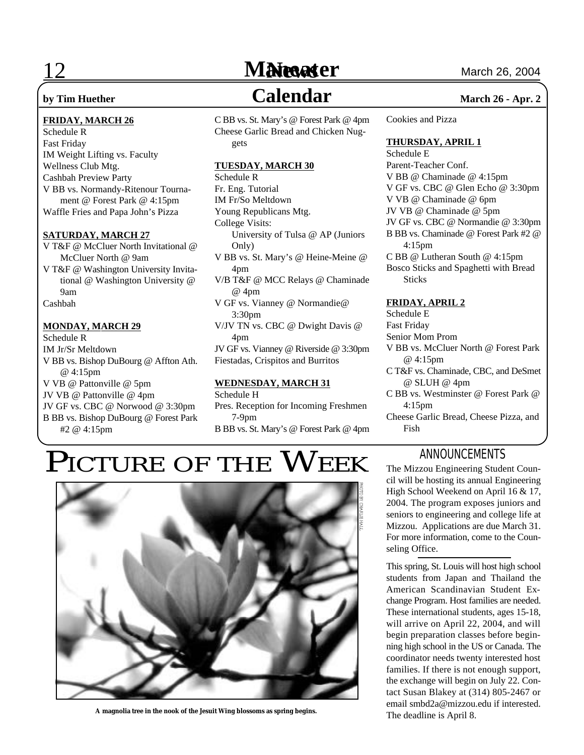# News

## Calendar

**by Tim Huether** — **March 26 - Apr. 2**

**FRIDAY, MARCH 26**

Schedule R
Fast Friday
IM Weight Lifting vs. Faculty
Wellness Club Mtg.
Cashbah Preview Party
V BB vs. Normandy-Ritenour Tournament @ Forest Park @ 4:15pm
Waffle Fries and Papa John's Pizza

**SATURDAY, MARCH 27**

V T&F @ McCluer North Invitational @ McCluer North @ 9am
V T&F @ Washington University Invitational @ Washington University @ 9am
Cashbah

**MONDAY, MARCH 29**

Schedule R
IM Jr/Sr Meltdown
V BB vs. Bishop DuBourg @ Affton Ath. @ 4:15pm
V VB @ Pattonville @ 5pm
JV VB @ Pattonville @ 4pm
JV GF vs. CBC @ Norwood @ 3:30pm
B BB vs. Bishop DuBourg @ Forest Park #2 @ 4:15pm
C BB vs. St. Mary's @ Forest Park @ 4pm
Cheese Garlic Bread and Chicken Nuggets

**TUESDAY, MARCH 30**

Schedule R
Fr. Eng. Tutorial
IM Fr/So Meltdown
Young Republicans Mtg.
College Visits:
University of Tulsa @ AP (Juniors Only)
V BB vs. St. Mary's @ Heine-Meine @ 4pm
V/B T&F @ MCC Relays @ Chaminade @ 4pm
V GF vs. Vianney @ Normandie@ 3:30pm
V/JV TN vs. CBC @ Dwight Davis @ 4pm
JV GF vs. Vianney @ Riverside @ 3:30pm
Fiestadas, Crispitos and Burritos

**WEDNESDAY, MARCH 31**

Schedule H
Pres. Reception for Incoming Freshmen 7-9pm
B BB vs. St. Mary's @ Forest Park @ 4pm
Cookies and Pizza

**THURSDAY, APRIL 1**

Schedule E
Parent-Teacher Conf.
V BB @ Chaminade @ 4:15pm
V GF vs. CBC @ Glen Echo @ 3:30pm
V VB @ Chaminade @ 6pm
JV VB @ Chaminade @ 5pm
JV GF vs. CBC @ Normandie @ 3:30pm
B BB vs. Chaminade @ Forest Park #2 @ 4:15pm
C BB @ Lutheran South @ 4:15pm
Bosco Sticks and Spaghetti with Bread Sticks

**FRIDAY, APRIL 2**

Schedule E
Fast Friday
Senior Mom Prom
V BB vs. McCluer North @ Forest Park @ 4:15pm
C T&F vs. Chaminade, CBC, and DeSmet @ SLUH @ 4pm
C BB vs. Westminster @ Forest Park @ 4:15pm
Cheese Garlic Bread, Cheese Pizza, and Fish

# PICTURE OF THE WEEK

PHOTO BY CHARLIE HALL

**A magnolia tree in the nook of the Jesuit Wing blossoms as spring begins.**

## ANNOUNCEMENTS

The Mizzou Engineering Student Council will be hosting its annual Engineering High School Weekend on April 16 & 17, 2004. The program exposes juniors and seniors to engineering and college life at Mizzou. Applications are due March 31. For more information, come to the Counseling Office.

This spring, St. Louis will host high school students from Japan and Thailand the American Scandinavian Student Exchange Program. Host families are needed. These international students, ages 15-18, will arrive on April 22, 2004, and will begin preparation classes before beginning high school in the US or Canada. The coordinator needs twenty interested host families. If there is not enough support, the exchange will begin on July 22. Contact Susan Blakey at (314) 805-2467 or email smbd2a@mizzou.edu if interested. The deadline is April 8.